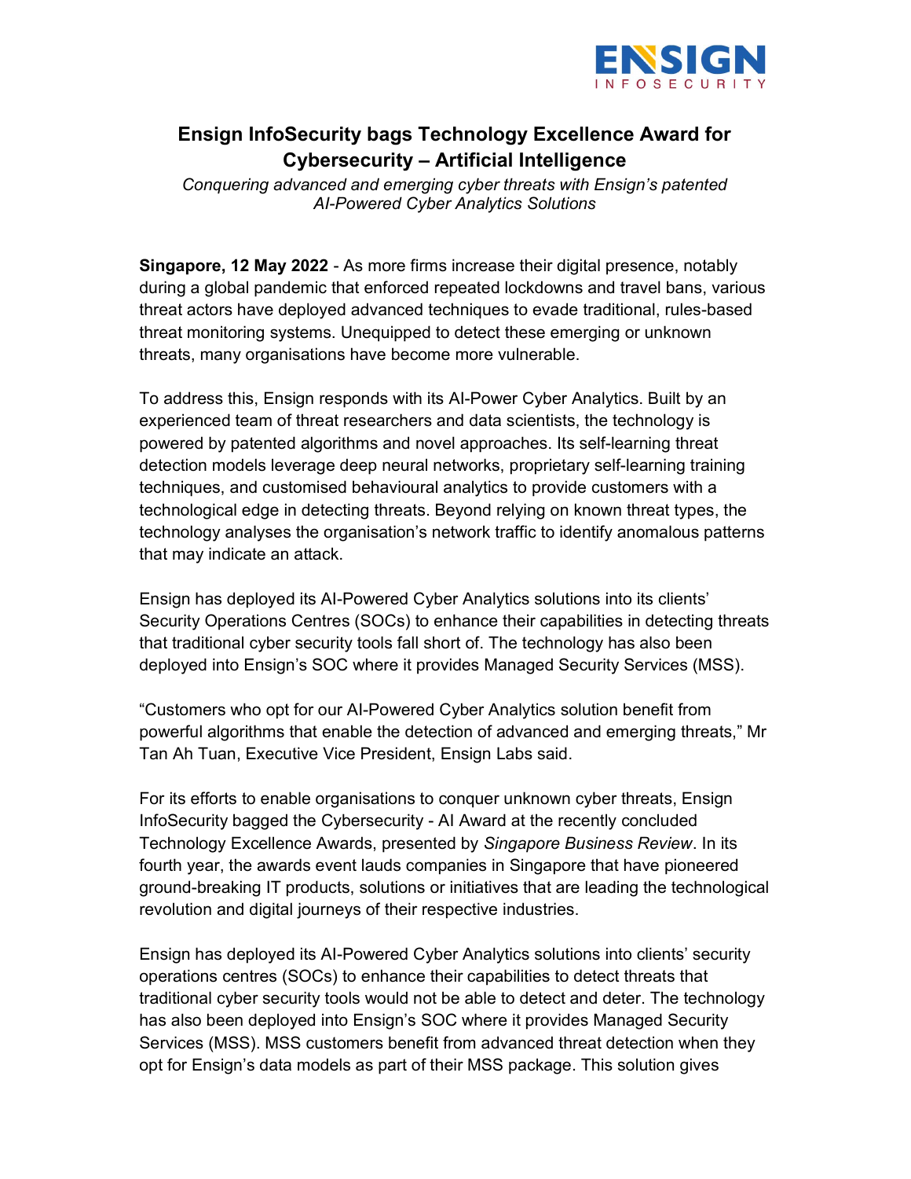# Ensign InfoSecurity bags Technology Excellence Award for Cybersecurity – Artificial Intelligence

*Conquering advanced and emerging cyber threats with Ensign's patented AI-Powered Cyber Analytics Solutions*

**Singapore, 12 May 2022** - As more firms increase their digital presence, notably during a global pandemic that enforced repeated lockdowns and travel bans, various threat actors have deployed advanced techniques to evade traditional, rules-based threat monitoring systems. Unequipped to detect these emerging or unknown threats, many organisations have become more vulnerable.

To address this, Ensign responds with its AI-Power Cyber Analytics. Built by an experienced team of threat researchers and data scientists, the technology is powered by patented algorithms and novel approaches. Its self-learning threat detection models leverage deep neural networks, proprietary self-learning training techniques, and customised behavioural analytics to provide customers with a technological edge in detecting threats. Beyond relying on known threat types, the technology analyses the organisation's network traffic to identify anomalous patterns that may indicate an attack.

Ensign has deployed its AI-Powered Cyber Analytics solutions into its clients' Security Operations Centres (SOCs) to enhance their capabilities in detecting threats that traditional cyber security tools fall short of. The technology has also been deployed into Ensign's SOC where it provides Managed Security Services (MSS).

"Customers who opt for our AI-Powered Cyber Analytics solution benefit from powerful algorithms that enable the detection of advanced and emerging threats," Mr Tan Ah Tuan, Executive Vice President, Ensign Labs said.

For its efforts to enable organisations to conquer unknown cyber threats, Ensign InfoSecurity bagged the Cybersecurity - AI Award at the recently concluded Technology Excellence Awards, presented by *Singapore Business Review*. In its fourth year, the awards event lauds companies in Singapore that have pioneered ground-breaking IT products, solutions or initiatives that are leading the technological revolution and digital journeys of their respective industries.

Ensign has deployed its AI-Powered Cyber Analytics solutions into clients' security operations centres (SOCs) to enhance their capabilities to detect threats that traditional cyber security tools would not be able to detect and deter. The technology has also been deployed into Ensign's SOC where it provides Managed Security Services (MSS). MSS customers benefit from advanced threat detection when they opt for Ensign's data models as part of their MSS package. This solution gives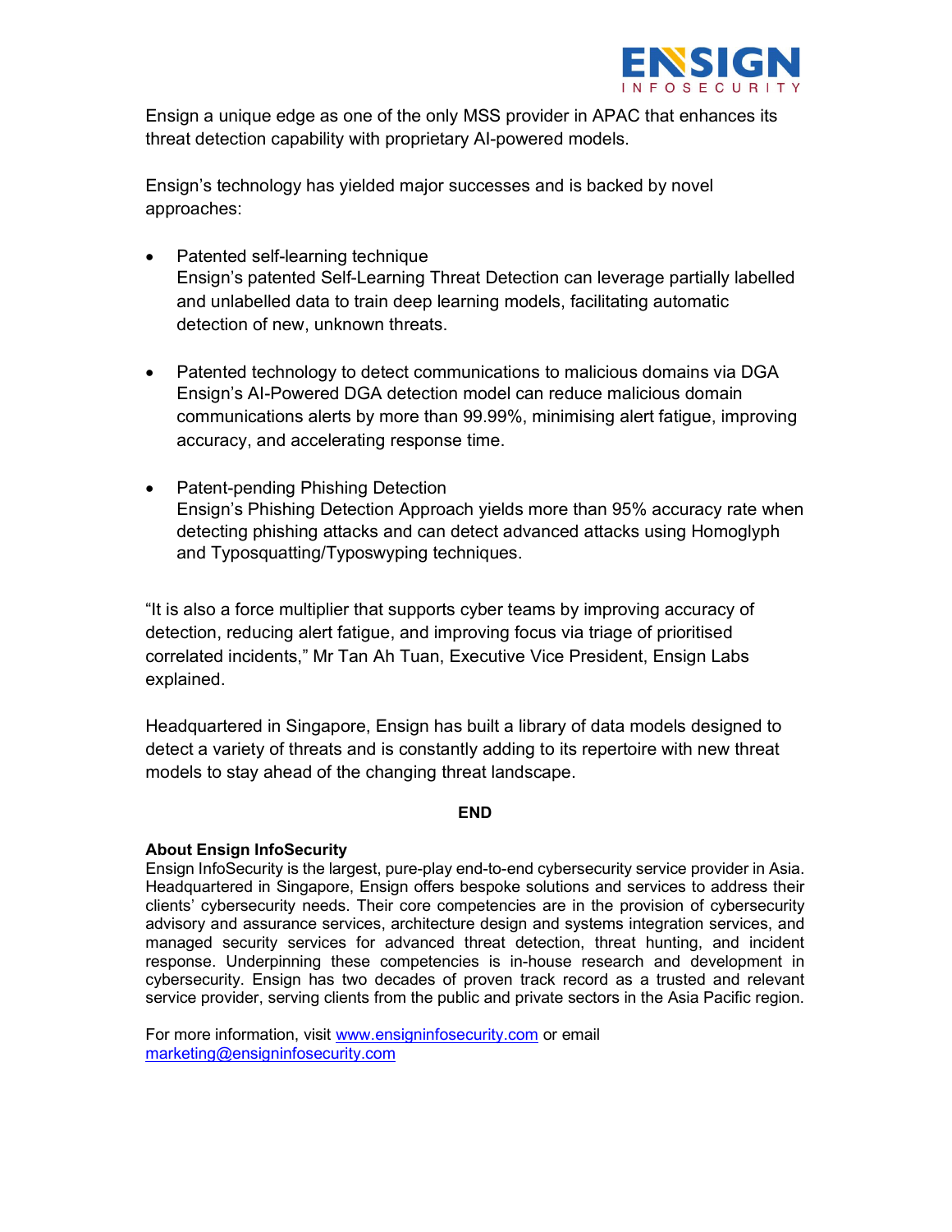Ensign a unique edge as one of the only MSS provider in APAC that enhances its threat detection capability with proprietary AI-powered models.

Ensign's technology has yielded major successes and is backed by novel approaches:

- Patented self-learning technique
  Ensign's patented Self-Learning Threat Detection can leverage partially labelled and unlabelled data to train deep learning models, facilitating automatic detection of new, unknown threats.

- Patented technology to detect communications to malicious domains via DGA
  Ensign's AI-Powered DGA detection model can reduce malicious domain communications alerts by more than 99.99%, minimising alert fatigue, improving accuracy, and accelerating response time.

- Patent-pending Phishing Detection
  Ensign's Phishing Detection Approach yields more than 95% accuracy rate when detecting phishing attacks and can detect advanced attacks using Homoglyph and Typosquatting/Typoswyping techniques.

"It is also a force multiplier that supports cyber teams by improving accuracy of detection, reducing alert fatigue, and improving focus via triage of prioritised correlated incidents," Mr Tan Ah Tuan, Executive Vice President, Ensign Labs explained.

Headquartered in Singapore, Ensign has built a library of data models designed to detect a variety of threats and is constantly adding to its repertoire with new threat models to stay ahead of the changing threat landscape.

**END**

**About Ensign InfoSecurity**
Ensign InfoSecurity is the largest, pure-play end-to-end cybersecurity service provider in Asia. Headquartered in Singapore, Ensign offers bespoke solutions and services to address their clients' cybersecurity needs. Their core competencies are in the provision of cybersecurity advisory and assurance services, architecture design and systems integration services, and managed security services for advanced threat detection, threat hunting, and incident response. Underpinning these competencies is in-house research and development in cybersecurity. Ensign has two decades of proven track record as a trusted and relevant service provider, serving clients from the public and private sectors in the Asia Pacific region.

For more information, visit www.ensigninfosecurity.com or email marketing@ensigninfosecurity.com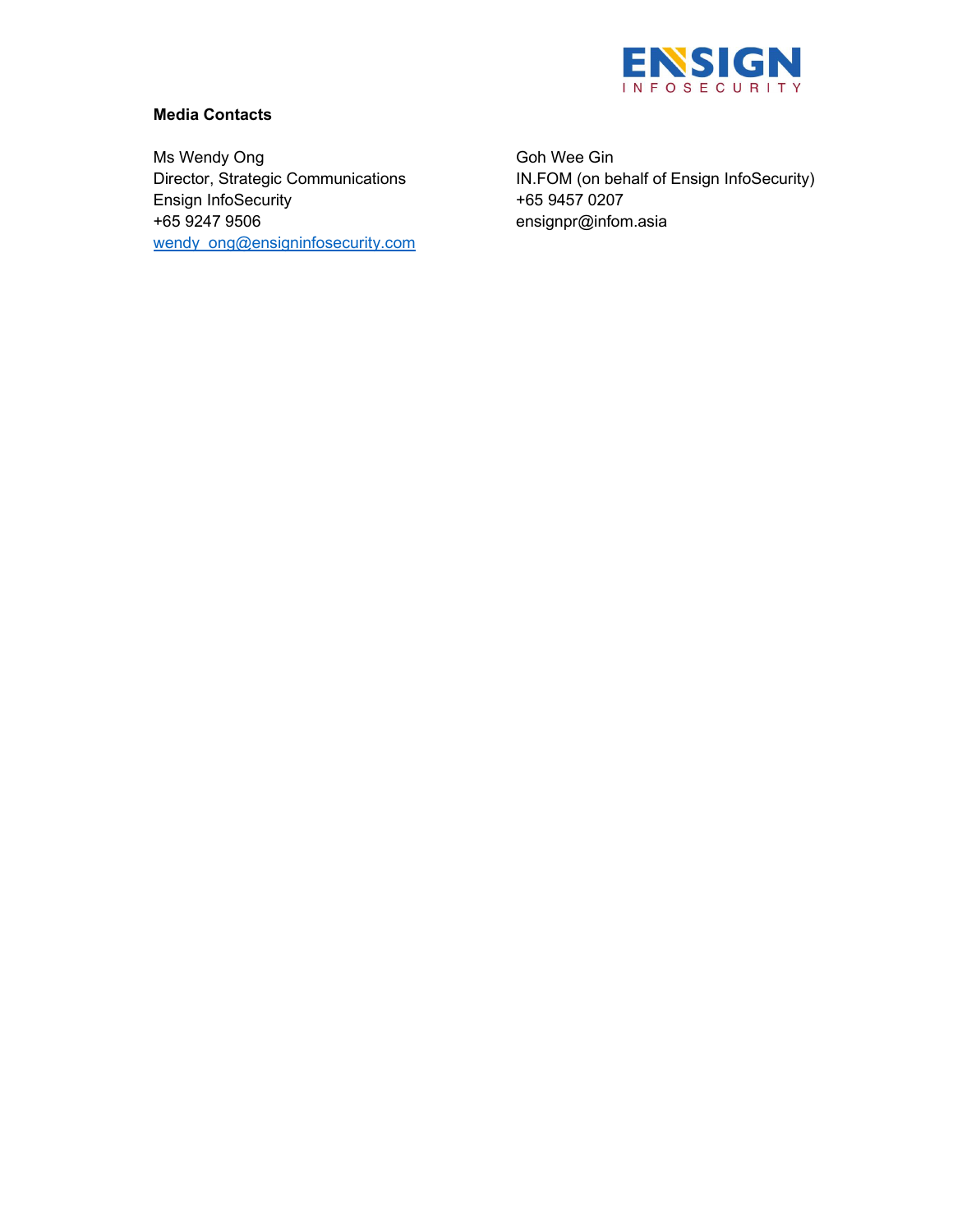**Media Contacts**

Ms Wendy Ong
Director, Strategic Communications
Ensign InfoSecurity
+65 9247 9506
wendy_ong@ensigninfosecurity.com

Goh Wee Gin
IN.FOM (on behalf of Ensign InfoSecurity)
+65 9457 0207
ensignpr@infom.asia